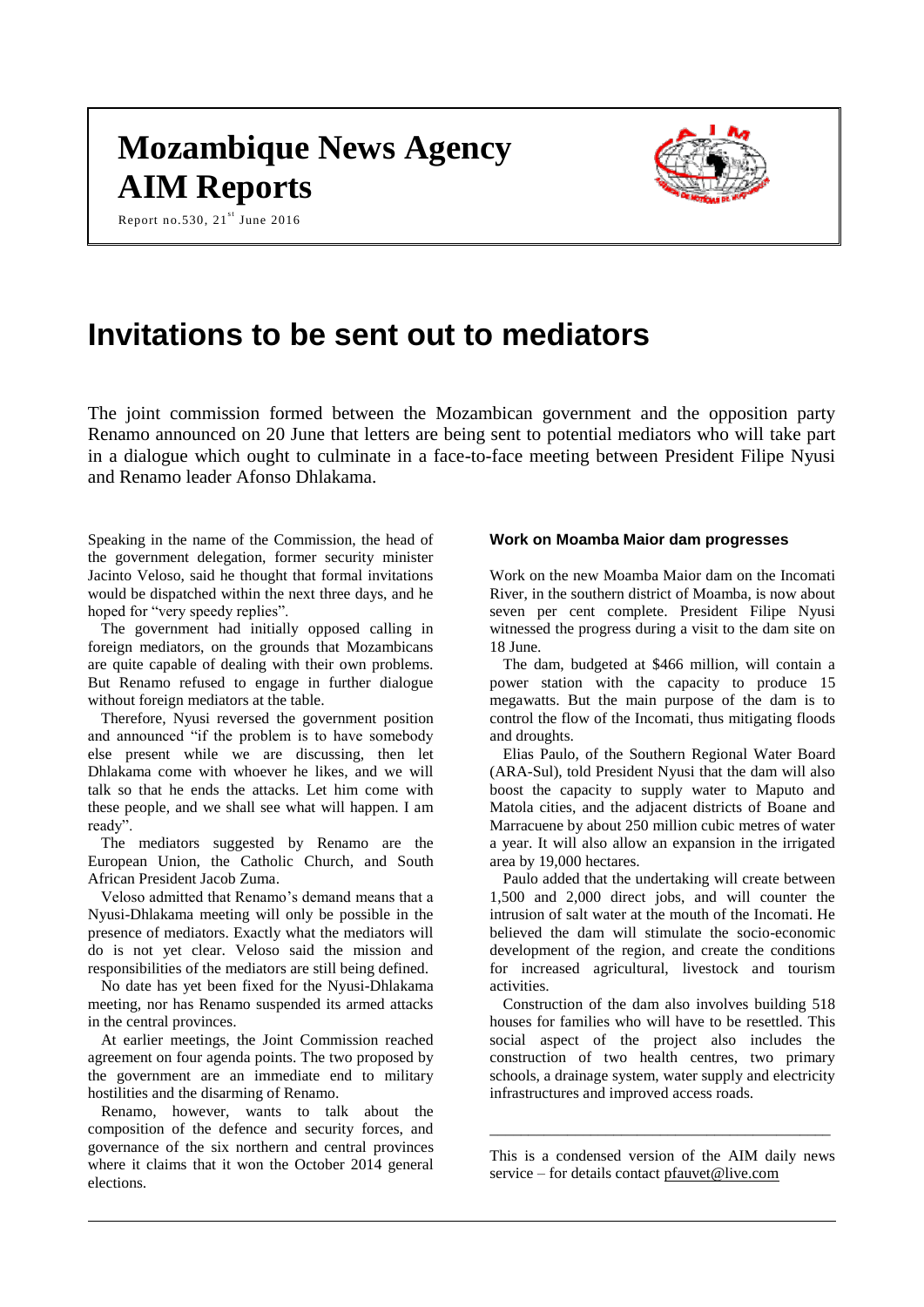# Mozambique News Agency AIM Reports

Report no.530, 21st June 2016

# Invitations to be sent out to mediators

The joint commission formed between the Mozambican government and the opposition party Renamo announced on 20 June that letters are being sent to potential mediators who will take part in a dialogue which ought to culminate in a face-to-face meeting between President Filipe Nyusi and Renamo leader Afonso Dhlakama.

Speaking in the name of the Commission, the head of the government delegation, former security minister Jacinto Veloso, said he thought that formal invitations would be dispatched within the next three days, and he hoped for "very speedy replies".

The government had initially opposed calling in foreign mediators, on the grounds that Mozambicans are quite capable of dealing with their own problems. But Renamo refused to engage in further dialogue without foreign mediators at the table.

Therefore, Nyusi reversed the government position and announced "if the problem is to have somebody else present while we are discussing, then let Dhlakama come with whoever he likes, and we will talk so that he ends the attacks. Let him come with these people, and we shall see what will happen. I am ready".

The mediators suggested by Renamo are the European Union, the Catholic Church, and South African President Jacob Zuma.

Veloso admitted that Renamo's demand means that a Nyusi-Dhlakama meeting will only be possible in the presence of mediators. Exactly what the mediators will do is not yet clear. Veloso said the mission and responsibilities of the mediators are still being defined.

No date has yet been fixed for the Nyusi-Dhlakama meeting, nor has Renamo suspended its armed attacks in the central provinces.

At earlier meetings, the Joint Commission reached agreement on four agenda points. The two proposed by the government are an immediate end to military hostilities and the disarming of Renamo.

Renamo, however, wants to talk about the composition of the defence and security forces, and governance of the six northern and central provinces where it claims that it won the October 2014 general elections.

### Work on Moamba Maior dam progresses

Work on the new Moamba Maior dam on the Incomati River, in the southern district of Moamba, is now about seven per cent complete. President Filipe Nyusi witnessed the progress during a visit to the dam site on 18 June.

The dam, budgeted at $466 million, will contain a power station with the capacity to produce 15 megawatts. But the main purpose of the dam is to control the flow of the Incomati, thus mitigating floods and droughts.

Elias Paulo, of the Southern Regional Water Board (ARA-Sul), told President Nyusi that the dam will also boost the capacity to supply water to Maputo and Matola cities, and the adjacent districts of Boane and Marracuene by about 250 million cubic metres of water a year. It will also allow an expansion in the irrigated area by 19,000 hectares.

Paulo added that the undertaking will create between 1,500 and 2,000 direct jobs, and will counter the intrusion of salt water at the mouth of the Incomati. He believed the dam will stimulate the socio-economic development of the region, and create the conditions for increased agricultural, livestock and tourism activities.

Construction of the dam also involves building 518 houses for families who will have to be resettled. This social aspect of the project also includes the construction of two health centres, two primary schools, a drainage system, water supply and electricity infrastructures and improved access roads.

---

This is a condensed version of the AIM daily news service – for details contact pfauvet@live.com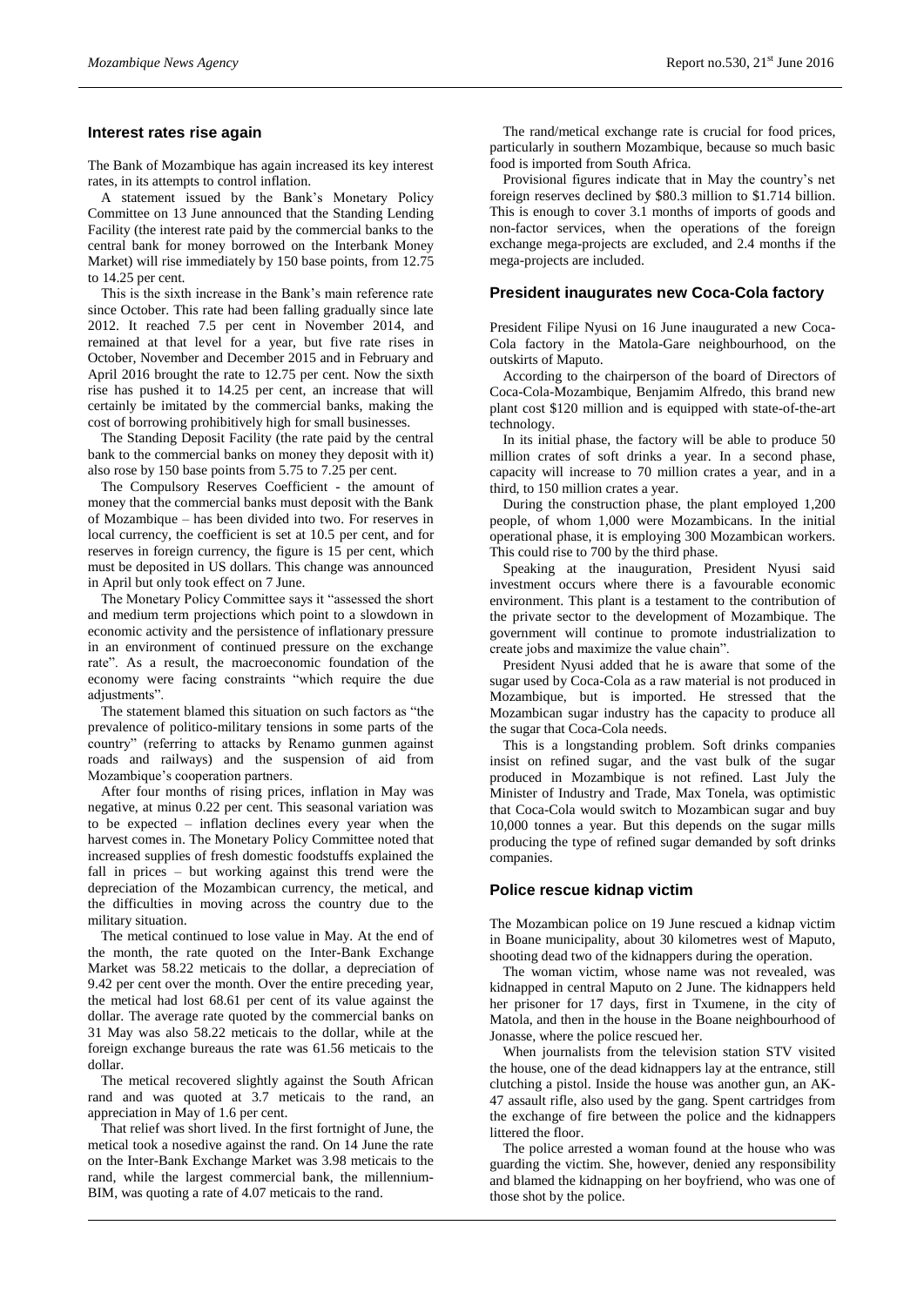## Interest rates rise again

The Bank of Mozambique has again increased its key interest rates, in its attempts to control inflation.

A statement issued by the Bank's Monetary Policy Committee on 13 June announced that the Standing Lending Facility (the interest rate paid by the commercial banks to the central bank for money borrowed on the Interbank Money Market) will rise immediately by 150 base points, from 12.75 to 14.25 per cent.

This is the sixth increase in the Bank's main reference rate since October. This rate had been falling gradually since late 2012. It reached 7.5 per cent in November 2014, and remained at that level for a year, but five rate rises in October, November and December 2015 and in February and April 2016 brought the rate to 12.75 per cent. Now the sixth rise has pushed it to 14.25 per cent, an increase that will certainly be imitated by the commercial banks, making the cost of borrowing prohibitively high for small businesses.

The Standing Deposit Facility (the rate paid by the central bank to the commercial banks on money they deposit with it) also rose by 150 base points from 5.75 to 7.25 per cent.

The Compulsory Reserves Coefficient - the amount of money that the commercial banks must deposit with the Bank of Mozambique – has been divided into two. For reserves in local currency, the coefficient is set at 10.5 per cent, and for reserves in foreign currency, the figure is 15 per cent, which must be deposited in US dollars. This change was announced in April but only took effect on 7 June.

The Monetary Policy Committee says it "assessed the short and medium term projections which point to a slowdown in economic activity and the persistence of inflationary pressure in an environment of continued pressure on the exchange rate". As a result, the macroeconomic foundation of the economy were facing constraints "which require the due adjustments".

The statement blamed this situation on such factors as "the prevalence of politico-military tensions in some parts of the country" (referring to attacks by Renamo gunmen against roads and railways) and the suspension of aid from Mozambique's cooperation partners.

After four months of rising prices, inflation in May was negative, at minus 0.22 per cent. This seasonal variation was to be expected – inflation declines every year when the harvest comes in. The Monetary Policy Committee noted that increased supplies of fresh domestic foodstuffs explained the fall in prices – but working against this trend were the depreciation of the Mozambican currency, the metical, and the difficulties in moving across the country due to the military situation.

The metical continued to lose value in May. At the end of the month, the rate quoted on the Inter-Bank Exchange Market was 58.22 meticais to the dollar, a depreciation of 9.42 per cent over the month. Over the entire preceding year, the metical had lost 68.61 per cent of its value against the dollar. The average rate quoted by the commercial banks on 31 May was also 58.22 meticais to the dollar, while at the foreign exchange bureaus the rate was 61.56 meticais to the dollar.

The metical recovered slightly against the South African rand and was quoted at 3.7 meticais to the rand, an appreciation in May of 1.6 per cent.

That relief was short lived. In the first fortnight of June, the metical took a nosedive against the rand. On 14 June the rate on the Inter-Bank Exchange Market was 3.98 meticais to the rand, while the largest commercial bank, the millennium-BIM, was quoting a rate of 4.07 meticais to the rand.

The rand/metical exchange rate is crucial for food prices, particularly in southern Mozambique, because so much basic food is imported from South Africa.

Provisional figures indicate that in May the country's net foreign reserves declined by $80.3 million to $1.714 billion. This is enough to cover 3.1 months of imports of goods and non-factor services, when the operations of the foreign exchange mega-projects are excluded, and 2.4 months if the mega-projects are included.

## President inaugurates new Coca-Cola factory

President Filipe Nyusi on 16 June inaugurated a new Coca-Cola factory in the Matola-Gare neighbourhood, on the outskirts of Maputo.

According to the chairperson of the board of Directors of Coca-Cola-Mozambique, Benjamim Alfredo, this brand new plant cost $120 million and is equipped with state-of-the-art technology.

In its initial phase, the factory will be able to produce 50 million crates of soft drinks a year. In a second phase, capacity will increase to 70 million crates a year, and in a third, to 150 million crates a year.

During the construction phase, the plant employed 1,200 people, of whom 1,000 were Mozambicans. In the initial operational phase, it is employing 300 Mozambican workers. This could rise to 700 by the third phase.

Speaking at the inauguration, President Nyusi said investment occurs where there is a favourable economic environment. This plant is a testament to the contribution of the private sector to the development of Mozambique. The government will continue to promote industrialization to create jobs and maximize the value chain".

President Nyusi added that he is aware that some of the sugar used by Coca-Cola as a raw material is not produced in Mozambique, but is imported. He stressed that the Mozambican sugar industry has the capacity to produce all the sugar that Coca-Cola needs.

This is a longstanding problem. Soft drinks companies insist on refined sugar, and the vast bulk of the sugar produced in Mozambique is not refined. Last July the Minister of Industry and Trade, Max Tonela, was optimistic that Coca-Cola would switch to Mozambican sugar and buy 10,000 tonnes a year. But this depends on the sugar mills producing the type of refined sugar demanded by soft drinks companies.

## Police rescue kidnap victim

The Mozambican police on 19 June rescued a kidnap victim in Boane municipality, about 30 kilometres west of Maputo, shooting dead two of the kidnappers during the operation.

The woman victim, whose name was not revealed, was kidnapped in central Maputo on 2 June. The kidnappers held her prisoner for 17 days, first in Txumene, in the city of Matola, and then in the house in the Boane neighbourhood of Jonasse, where the police rescued her.

When journalists from the television station STV visited the house, one of the dead kidnappers lay at the entrance, still clutching a pistol. Inside the house was another gun, an AK-47 assault rifle, also used by the gang. Spent cartridges from the exchange of fire between the police and the kidnappers littered the floor.

The police arrested a woman found at the house who was guarding the victim. She, however, denied any responsibility and blamed the kidnapping on her boyfriend, who was one of those shot by the police.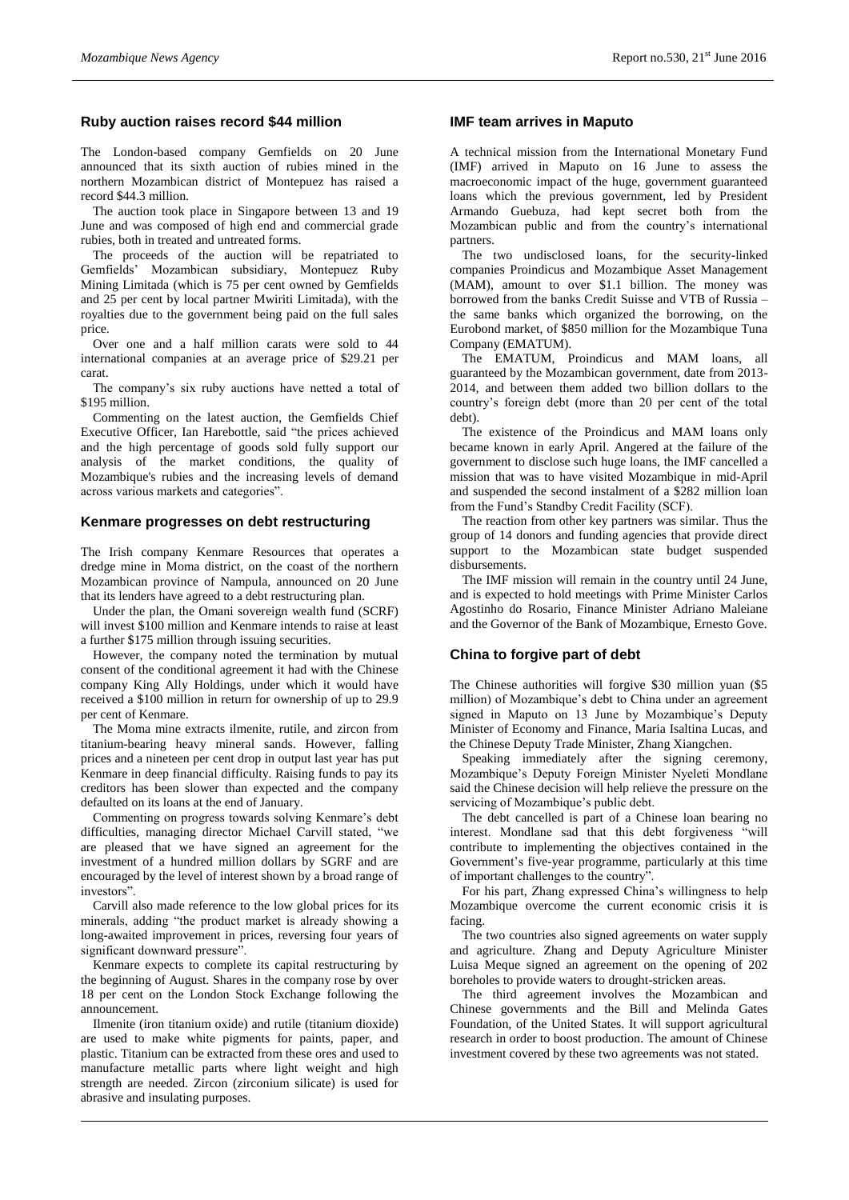## Ruby auction raises record $44 million

The London-based company Gemfields on 20 June announced that its sixth auction of rubies mined in the northern Mozambican district of Montepuez has raised a record $44.3 million.

The auction took place in Singapore between 13 and 19 June and was composed of high end and commercial grade rubies, both in treated and untreated forms.

The proceeds of the auction will be repatriated to Gemfields' Mozambican subsidiary, Montepuez Ruby Mining Limitada (which is 75 per cent owned by Gemfields and 25 per cent by local partner Mwiriti Limitada), with the royalties due to the government being paid on the full sales price.

Over one and a half million carats were sold to 44 international companies at an average price of $29.21 per carat.

The company's six ruby auctions have netted a total of $195 million.

Commenting on the latest auction, the Gemfields Chief Executive Officer, Ian Harebottle, said "the prices achieved and the high percentage of goods sold fully support our analysis of the market conditions, the quality of Mozambique's rubies and the increasing levels of demand across various markets and categories".

## Kenmare progresses on debt restructuring

The Irish company Kenmare Resources that operates a dredge mine in Moma district, on the coast of the northern Mozambican province of Nampula, announced on 20 June that its lenders have agreed to a debt restructuring plan.

Under the plan, the Omani sovereign wealth fund (SCRF) will invest $100 million and Kenmare intends to raise at least a further $175 million through issuing securities.

However, the company noted the termination by mutual consent of the conditional agreement it had with the Chinese company King Ally Holdings, under which it would have received a $100 million in return for ownership of up to 29.9 per cent of Kenmare.

The Moma mine extracts ilmenite, rutile, and zircon from titanium-bearing heavy mineral sands. However, falling prices and a nineteen per cent drop in output last year has put Kenmare in deep financial difficulty. Raising funds to pay its creditors has been slower than expected and the company defaulted on its loans at the end of January.

Commenting on progress towards solving Kenmare's debt difficulties, managing director Michael Carvill stated, "we are pleased that we have signed an agreement for the investment of a hundred million dollars by SGRF and are encouraged by the level of interest shown by a broad range of investors".

Carvill also made reference to the low global prices for its minerals, adding "the product market is already showing a long-awaited improvement in prices, reversing four years of significant downward pressure".

Kenmare expects to complete its capital restructuring by the beginning of August. Shares in the company rose by over 18 per cent on the London Stock Exchange following the announcement.

Ilmenite (iron titanium oxide) and rutile (titanium dioxide) are used to make white pigments for paints, paper, and plastic. Titanium can be extracted from these ores and used to manufacture metallic parts where light weight and high strength are needed. Zircon (zirconium silicate) is used for abrasive and insulating purposes.

## IMF team arrives in Maputo

A technical mission from the International Monetary Fund (IMF) arrived in Maputo on 16 June to assess the macroeconomic impact of the huge, government guaranteed loans which the previous government, led by President Armando Guebuza, had kept secret both from the Mozambican public and from the country's international partners.

The two undisclosed loans, for the security-linked companies Proindicus and Mozambique Asset Management (MAM), amount to over $1.1 billion. The money was borrowed from the banks Credit Suisse and VTB of Russia – the same banks which organized the borrowing, on the Eurobond market, of $850 million for the Mozambique Tuna Company (EMATUM).

The EMATUM, Proindicus and MAM loans, all guaranteed by the Mozambican government, date from 2013-2014, and between them added two billion dollars to the country's foreign debt (more than 20 per cent of the total debt).

The existence of the Proindicus and MAM loans only became known in early April. Angered at the failure of the government to disclose such huge loans, the IMF cancelled a mission that was to have visited Mozambique in mid-April and suspended the second instalment of a $282 million loan from the Fund's Standby Credit Facility (SCF).

The reaction from other key partners was similar. Thus the group of 14 donors and funding agencies that provide direct support to the Mozambican state budget suspended disbursements.

The IMF mission will remain in the country until 24 June, and is expected to hold meetings with Prime Minister Carlos Agostinho do Rosario, Finance Minister Adriano Maleiane and the Governor of the Bank of Mozambique, Ernesto Gove.

## China to forgive part of debt

The Chinese authorities will forgive $30 million yuan ($5 million) of Mozambique's debt to China under an agreement signed in Maputo on 13 June by Mozambique's Deputy Minister of Economy and Finance, Maria Isaltina Lucas, and the Chinese Deputy Trade Minister, Zhang Xiangchen.

Speaking immediately after the signing ceremony, Mozambique's Deputy Foreign Minister Nyeleti Mondlane said the Chinese decision will help relieve the pressure on the servicing of Mozambique's public debt.

The debt cancelled is part of a Chinese loan bearing no interest. Mondlane sad that this debt forgiveness "will contribute to implementing the objectives contained in the Government's five-year programme, particularly at this time of important challenges to the country".

For his part, Zhang expressed China's willingness to help Mozambique overcome the current economic crisis it is facing.

The two countries also signed agreements on water supply and agriculture. Zhang and Deputy Agriculture Minister Luisa Meque signed an agreement on the opening of 202 boreholes to provide waters to drought-stricken areas.

The third agreement involves the Mozambican and Chinese governments and the Bill and Melinda Gates Foundation, of the United States. It will support agricultural research in order to boost production. The amount of Chinese investment covered by these two agreements was not stated.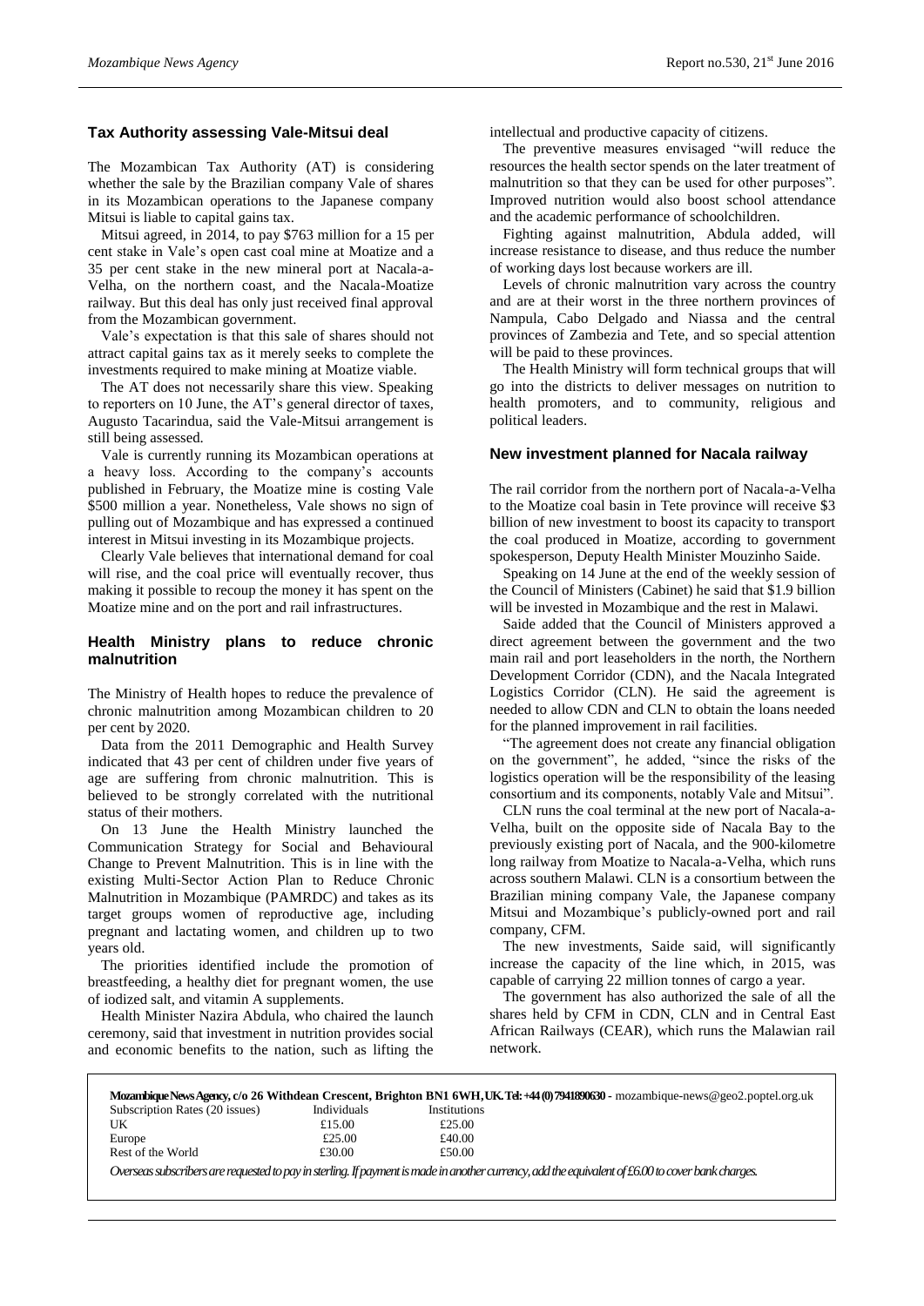## Tax Authority assessing Vale-Mitsui deal

The Mozambican Tax Authority (AT) is considering whether the sale by the Brazilian company Vale of shares in its Mozambican operations to the Japanese company Mitsui is liable to capital gains tax.

Mitsui agreed, in 2014, to pay $763 million for a 15 per cent stake in Vale's open cast coal mine at Moatize and a 35 per cent stake in the new mineral port at Nacala-a-Velha, on the northern coast, and the Nacala-Moatize railway. But this deal has only just received final approval from the Mozambican government.

Vale's expectation is that this sale of shares should not attract capital gains tax as it merely seeks to complete the investments required to make mining at Moatize viable.

The AT does not necessarily share this view. Speaking to reporters on 10 June, the AT's general director of taxes, Augusto Tacarindua, said the Vale-Mitsui arrangement is still being assessed.

Vale is currently running its Mozambican operations at a heavy loss. According to the company's accounts published in February, the Moatize mine is costing Vale $500 million a year. Nonetheless, Vale shows no sign of pulling out of Mozambique and has expressed a continued interest in Mitsui investing in its Mozambique projects.

Clearly Vale believes that international demand for coal will rise, and the coal price will eventually recover, thus making it possible to recoup the money it has spent on the Moatize mine and on the port and rail infrastructures.

## Health Ministry plans to reduce chronic malnutrition

The Ministry of Health hopes to reduce the prevalence of chronic malnutrition among Mozambican children to 20 per cent by 2020.

Data from the 2011 Demographic and Health Survey indicated that 43 per cent of children under five years of age are suffering from chronic malnutrition. This is believed to be strongly correlated with the nutritional status of their mothers.

On 13 June the Health Ministry launched the Communication Strategy for Social and Behavioural Change to Prevent Malnutrition. This is in line with the existing Multi-Sector Action Plan to Reduce Chronic Malnutrition in Mozambique (PAMRDC) and takes as its target groups women of reproductive age, including pregnant and lactating women, and children up to two years old.

The priorities identified include the promotion of breastfeeding, a healthy diet for pregnant women, the use of iodized salt, and vitamin A supplements.

Health Minister Nazira Abdula, who chaired the launch ceremony, said that investment in nutrition provides social and economic benefits to the nation, such as lifting the intellectual and productive capacity of citizens.

The preventive measures envisaged "will reduce the resources the health sector spends on the later treatment of malnutrition so that they can be used for other purposes". Improved nutrition would also boost school attendance and the academic performance of schoolchildren.

Fighting against malnutrition, Abdula added, will increase resistance to disease, and thus reduce the number of working days lost because workers are ill.

Levels of chronic malnutrition vary across the country and are at their worst in the three northern provinces of Nampula, Cabo Delgado and Niassa and the central provinces of Zambezia and Tete, and so special attention will be paid to these provinces.

The Health Ministry will form technical groups that will go into the districts to deliver messages on nutrition to health promoters, and to community, religious and political leaders.

## New investment planned for Nacala railway

The rail corridor from the northern port of Nacala-a-Velha to the Moatize coal basin in Tete province will receive $3 billion of new investment to boost its capacity to transport the coal produced in Moatize, according to government spokesperson, Deputy Health Minister Mouzinho Saide.

Speaking on 14 June at the end of the weekly session of the Council of Ministers (Cabinet) he said that $1.9 billion will be invested in Mozambique and the rest in Malawi.

Saide added that the Council of Ministers approved a direct agreement between the government and the two main rail and port leaseholders in the north, the Northern Development Corridor (CDN), and the Nacala Integrated Logistics Corridor (CLN). He said the agreement is needed to allow CDN and CLN to obtain the loans needed for the planned improvement in rail facilities.

"The agreement does not create any financial obligation on the government", he added, "since the risks of the logistics operation will be the responsibility of the leasing consortium and its components, notably Vale and Mitsui".

CLN runs the coal terminal at the new port of Nacala-a-Velha, built on the opposite side of Nacala Bay to the previously existing port of Nacala, and the 900-kilometre long railway from Moatize to Nacala-a-Velha, which runs across southern Malawi. CLN is a consortium between the Brazilian mining company Vale, the Japanese company Mitsui and Mozambique's publicly-owned port and rail company, CFM.

The new investments, Saide said, will significantly increase the capacity of the line which, in 2015, was capable of carrying 22 million tonnes of cargo a year.

The government has also authorized the sale of all the shares held by CFM in CDN, CLN and in Central East African Railways (CEAR), which runs the Malawian rail network.

**Mozambique News Agency, c/o 26 Withdean Crescent, Brighton BN1 6WH, UK. Tel: +44 (0) 7941890630** - mozambique-news@geo2.poptel.org.uk

| Subscription Rates (20 issues) | Individuals | Institutions |
|---|---|---|
| UK | £15.00 | £25.00 |
| Europe | £25.00 | £40.00 |
| Rest of the World | £30.00 | £50.00 |

*Overseas subscribers are requested to pay in sterling. If payment is made in another currency, add the equivalent of £6.00 to cover bank charges.*